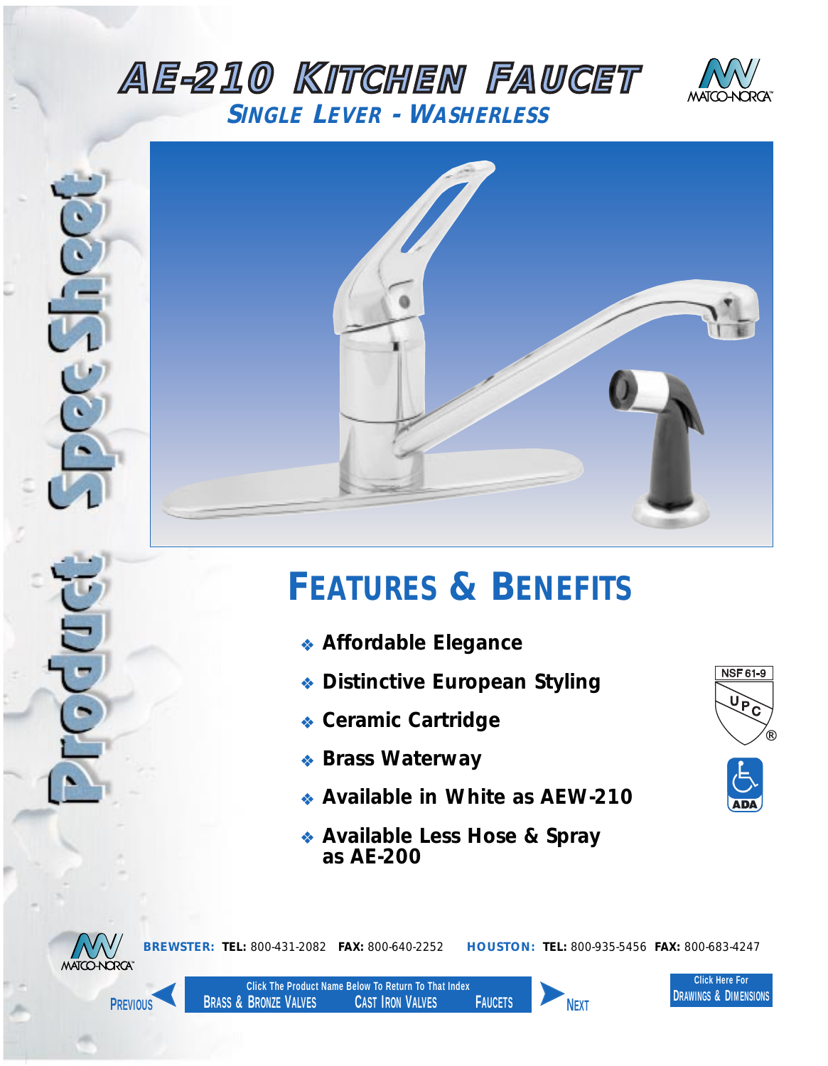# AE-210 Kitchen Faucet

## Single Lever - Washerless

Product Spec Sheet

## Features & Benefits

- Affordable Elegance
- Distinctive European Styling
- Ceramic Cartridge
- Brass Waterway
- Available in White as AEW-210
- Available Less Hose & Spray as AE-200

NSF 61-9

UPC

ADA

**BREWSTER:** **TEL:** 800-431-2082 **FAX:** 800-640-2252 **HOUSTON:** **TEL:** 800-935-5456 **FAX:** 800-683-4247

Previous | Click The Product Name Below To Return To That Index: Brass & Bronze Valves | Cast Iron Valves | Faucets | Next

Click Here For Drawings & Dimensions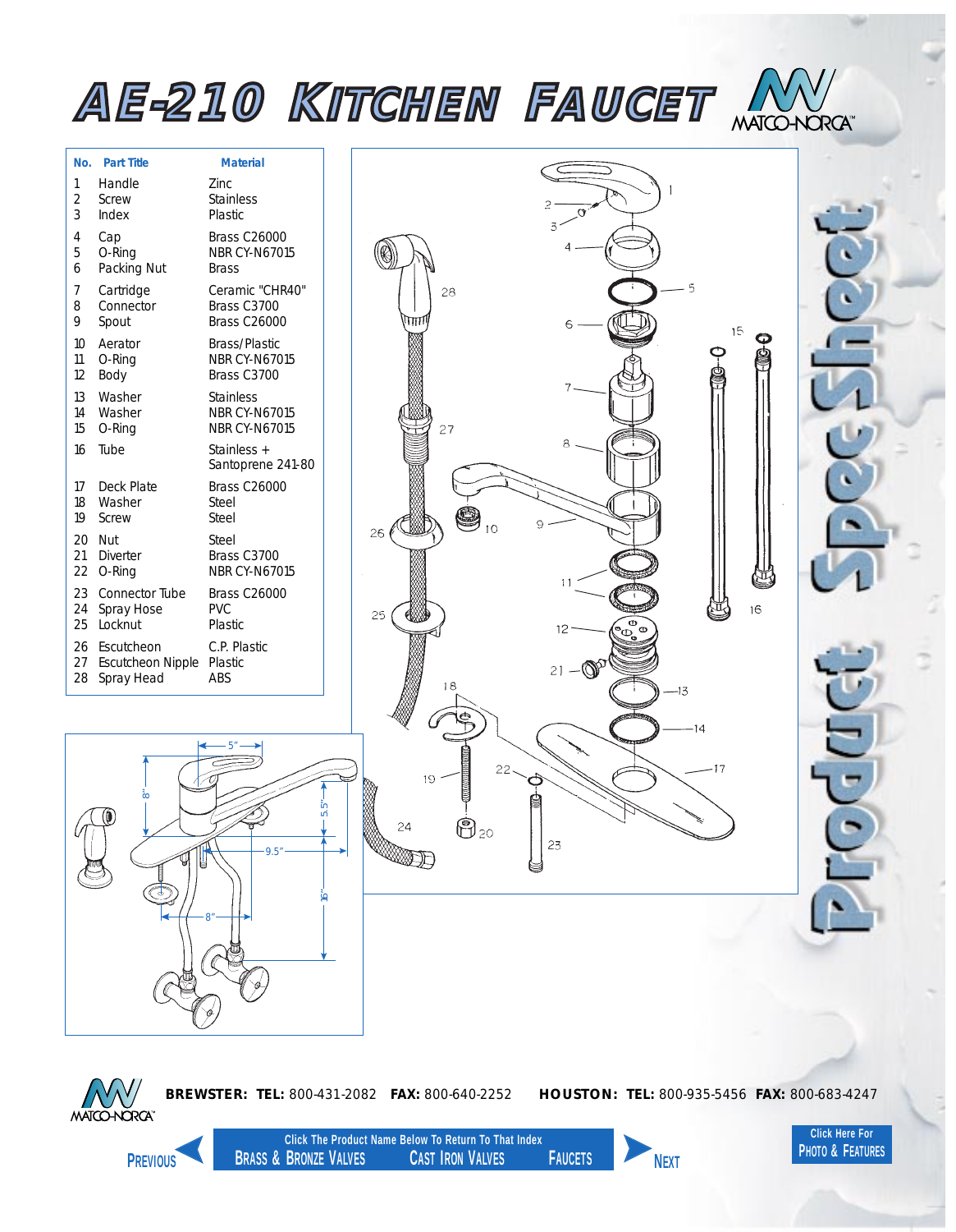# AE-210 Kitchen Faucet

MATCO-NORCA

| No. | Part Title | Material |
|---|---|---|
| 1 | Handle | Zinc |
| 2 | Screw | Stainless |
| 3 | Index | Plastic |
| 4 | Cap | Brass C26000 |
| 5 | O-Ring | NBR CY-N67015 |
| 6 | Packing Nut | Brass |
| 7 | Cartridge | Ceramic "CHR40" |
| 8 | Connector | Brass C3700 |
| 9 | Spout | Brass C26000 |
| 10 | Aerator | Brass/Plastic |
| 11 | O-Ring | NBR CY-N67015 |
| 12 | Body | Brass C3700 |
| 13 | Washer | Stainless |
| 14 | Washer | NBR CY-N67015 |
| 15 | O-Ring | NBR CY-N67015 |
| 16 | Tube | Stainless + Santoprene 241-80 |
| 17 | Deck Plate | Brass C26000 |
| 18 | Washer | Steel |
| 19 | Screw | Steel |
| 20 | Nut | Steel |
| 21 | Diverter | Brass C3700 |
| 22 | O-Ring | NBR CY-N67015 |
| 23 | Connector Tube | Brass C26000 |
| 24 | Spray Hose | PVC |
| 25 | Locknut | Plastic |
| 26 | Escutcheon | C.P. Plastic |
| 27 | Escutcheon Nipple | Plastic |
| 28 | Spray Head | ABS |

5"
8"
5.5"
9.5"
15"
8"

Product Spec Sheet

**BREWSTER:** **TEL:** 800-431-2082 **FAX:** 800-640-2252 **HOUSTON:** **TEL:** 800-935-5456 **FAX:** 800-683-4247

PREVIOUS

Click The Product Name Below To Return To That Index

BRASS & BRONZE VALVES CAST IRON VALVES FAUCETS

NEXT

Click Here For PHOTO & FEATURES